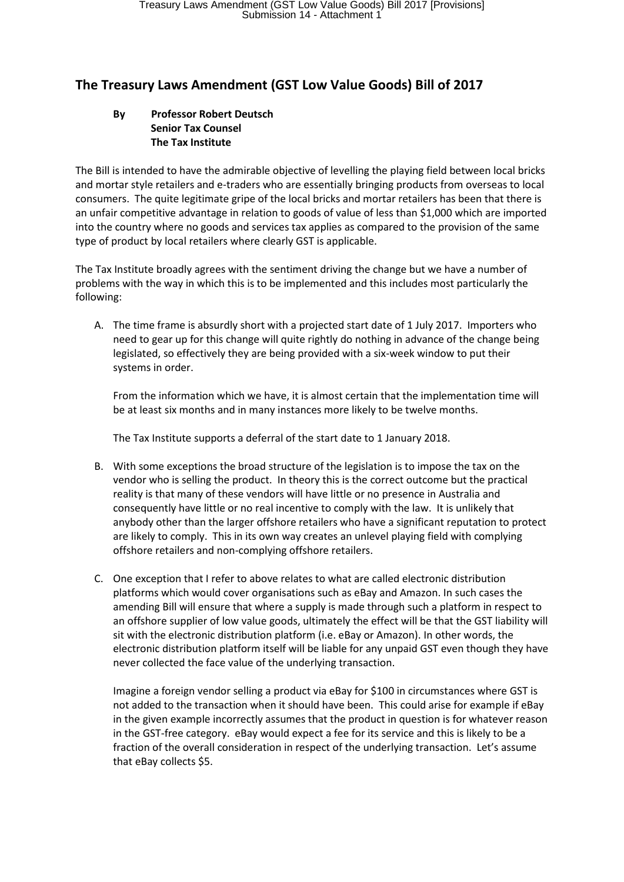## The Treasury Laws Amendment (GST Low Value Goods) Bill of 2017

**By Professor Robert Deutsch**
**Senior Tax Counsel**
**The Tax Institute**

The Bill is intended to have the admirable objective of levelling the playing field between local bricks and mortar style retailers and e-traders who are essentially bringing products from overseas to local consumers. The quite legitimate gripe of the local bricks and mortar retailers has been that there is an unfair competitive advantage in relation to goods of value of less than $1,000 which are imported into the country where no goods and services tax applies as compared to the provision of the same type of product by local retailers where clearly GST is applicable.

The Tax Institute broadly agrees with the sentiment driving the change but we have a number of problems with the way in which this is to be implemented and this includes most particularly the following:

A. The time frame is absurdly short with a projected start date of 1 July 2017. Importers who need to gear up for this change will quite rightly do nothing in advance of the change being legislated, so effectively they are being provided with a six-week window to put their systems in order.

   From the information which we have, it is almost certain that the implementation time will be at least six months and in many instances more likely to be twelve months.

   The Tax Institute supports a deferral of the start date to 1 January 2018.

B. With some exceptions the broad structure of the legislation is to impose the tax on the vendor who is selling the product. In theory this is the correct outcome but the practical reality is that many of these vendors will have little or no presence in Australia and consequently have little or no real incentive to comply with the law. It is unlikely that anybody other than the larger offshore retailers who have a significant reputation to protect are likely to comply. This in its own way creates an unlevel playing field with complying offshore retailers and non-complying offshore retailers.

C. One exception that I refer to above relates to what are called electronic distribution platforms which would cover organisations such as eBay and Amazon. In such cases the amending Bill will ensure that where a supply is made through such a platform in respect to an offshore supplier of low value goods, ultimately the effect will be that the GST liability will sit with the electronic distribution platform (i.e. eBay or Amazon). In other words, the electronic distribution platform itself will be liable for any unpaid GST even though they have never collected the face value of the underlying transaction.

   Imagine a foreign vendor selling a product via eBay for $100 in circumstances where GST is not added to the transaction when it should have been. This could arise for example if eBay in the given example incorrectly assumes that the product in question is for whatever reason in the GST-free category. eBay would expect a fee for its service and this is likely to be a fraction of the overall consideration in respect of the underlying transaction. Let's assume that eBay collects $5.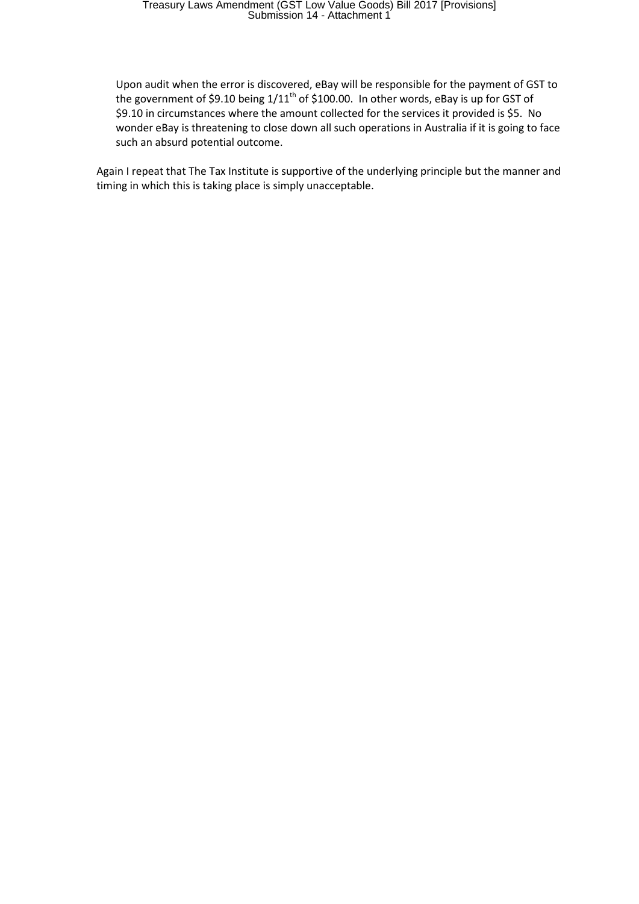Upon audit when the error is discovered, eBay will be responsible for the payment of GST to the government of $9.10 being 1/11th of $100.00. In other words, eBay is up for GST of $9.10 in circumstances where the amount collected for the services it provided is $5. No wonder eBay is threatening to close down all such operations in Australia if it is going to face such an absurd potential outcome.

Again I repeat that The Tax Institute is supportive of the underlying principle but the manner and timing in which this is taking place is simply unacceptable.